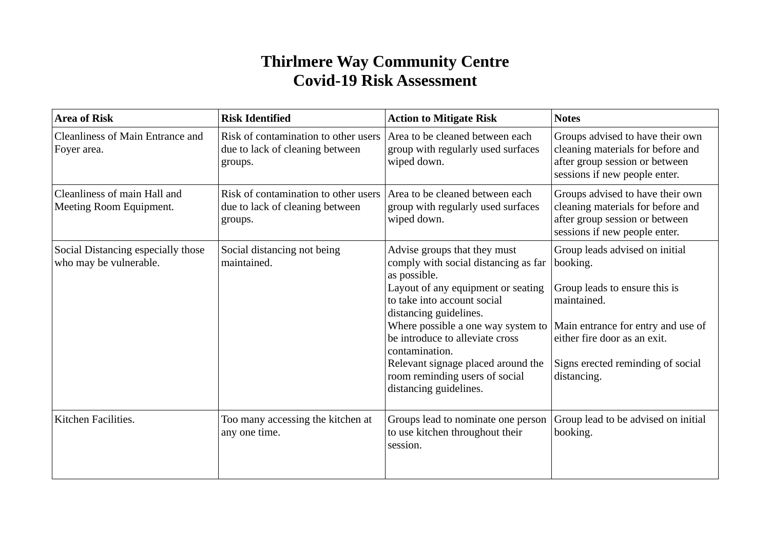# Thirlmere Way Community Centre
# Covid-19 Risk Assessment

| Area of Risk | Risk Identified | Action to Mitigate Risk | Notes |
|---|---|---|---|
| Cleanliness of Main Entrance and Foyer area. | Risk of contamination to other users due to lack of cleaning between groups. | Area to be cleaned between each group with regularly used surfaces wiped down. | Groups advised to have their own cleaning materials for before and after group session or between sessions if new people enter. |
| Cleanliness of main Hall and Meeting Room Equipment. | Risk of contamination to other users due to lack of cleaning between groups. | Area to be cleaned between each group with regularly used surfaces wiped down. | Groups advised to have their own cleaning materials for before and after group session or between sessions if new people enter. |
| Social Distancing especially those who may be vulnerable. | Social distancing not being maintained. | Advise groups that they must comply with social distancing as far as possible.<br>Layout of any equipment or seating to take into account social distancing guidelines.<br>Where possible a one way system to be introduce to alleviate cross contamination.<br>Relevant signage placed around the room reminding users of social distancing guidelines. | Group leads advised on initial booking.<br><br>Group leads to ensure this is maintained.<br><br>Main entrance for entry and use of either fire door as an exit.<br><br>Signs erected reminding of social distancing. |
| Kitchen Facilities. | Too many accessing the kitchen at any one time. | Groups lead to nominate one person to use kitchen throughout their session. | Group lead to be advised on initial booking. |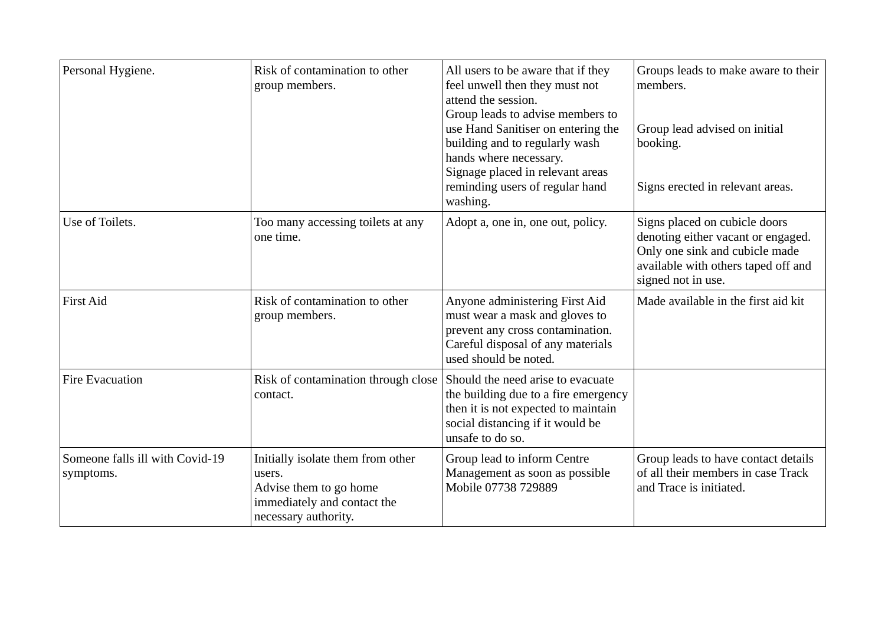| | | | |
|---|---|---|---|
| Personal Hygiene. | Risk of contamination to other group members. | All users to be aware that if they feel unwell then they must not attend the session.<br>Group leads to advise members to use Hand Sanitiser on entering the building and to regularly wash hands where necessary.<br>Signage placed in relevant areas reminding users of regular hand washing. | Groups leads to make aware to their members.<br><br>Group lead advised on initial booking.<br><br>Signs erected in relevant areas. |
| Use of Toilets. | Too many accessing toilets at any one time. | Adopt a, one in, one out, policy. | Signs placed on cubicle doors denoting either vacant or engaged. Only one sink and cubicle made available with others taped off and signed not in use. |
| First Aid | Risk of contamination to other group members. | Anyone administering First Aid must wear a mask and gloves to prevent any cross contamination. Careful disposal of any materials used should be noted. | Made available in the first aid kit |
| Fire Evacuation | Risk of contamination through close contact. | Should the need arise to evacuate the building due to a fire emergency then it is not expected to maintain social distancing if it would be unsafe to do so. | |
| Someone falls ill with Covid-19 symptoms. | Initially isolate them from other users.<br>Advise them to go home immediately and contact the necessary authority. | Group lead to inform Centre Management as soon as possible Mobile 07738 729889 | Group leads to have contact details of all their members in case Track and Trace is initiated. |